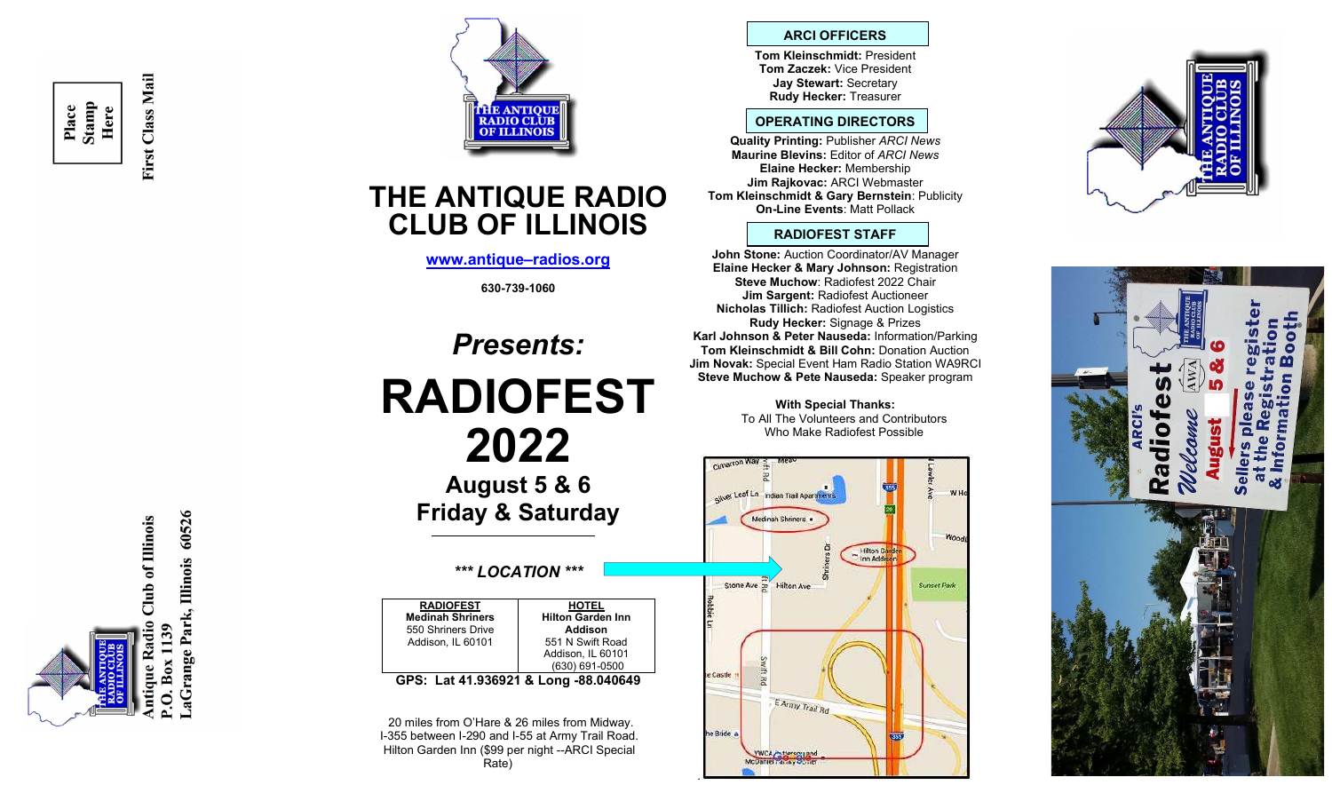Place Stamp Here

First Class Mail

Antique Radio Club of Illinois
P.O. Box 1139
LaGrange Park, Illinois 60526

# THE ANTIQUE RADIO CLUB OF ILLINOIS

**www.antique–radios.org**

**630-739-1060**

## *Presents:*

# RADIOFEST 2022

## August 5 & 6
## Friday & Saturday

***\*\*\* LOCATION \*\*\****

| RADIOFEST | HOTEL |
|---|---|
| **Medinah Shriners**<br>550 Shriners Drive<br>Addison, IL 60101 | **Hilton Garden Inn Addison**<br>551 N Swift Road<br>Addison, IL 60101<br>(630) 691-0500 |

**GPS: Lat 41.936921 & Long -88.040649**

20 miles from O'Hare & 26 miles from Midway.
I-355 between I-290 and I-55 at Army Trail Road.
Hilton Garden Inn ($99 per night --ARCI Special Rate)

### ARCI OFFICERS

**Tom Kleinschmidt:** President
**Tom Zaczek:** Vice President
**Jay Stewart:** Secretary
**Rudy Hecker:** Treasurer

### OPERATING DIRECTORS

**Quality Printing:** Publisher *ARCI News*
**Maurine Blevins:** Editor of *ARCI News*
**Elaine Hecker:** Membership
**Jim Rajkovac:** ARCI Webmaster
**Tom Kleinschmidt & Gary Bernstein**: Publicity
**On-Line Events**: Matt Pollack

### RADIOFEST STAFF

**John Stone:** Auction Coordinator/AV Manager
**Elaine Hecker & Mary Johnson:** Registration
**Steve Muchow**: Radiofest 2022 Chair
**Jim Sargent:** Radiofest Auctioneer
**Nicholas Tillich:** Radiofest Auction Logistics
**Rudy Hecker:** Signage & Prizes
**Karl Johnson & Peter Nauseda:** Information/Parking
**Tom Kleinschmidt & Bill Cohn:** Donation Auction
**Jim Novak:** Special Event Ham Radio Station WA9RCI
**Steve Muchow & Pete Nauseda:** Speaker program

**With Special Thanks:**
To All The Volunteers and Contributors
Who Make Radiofest Possible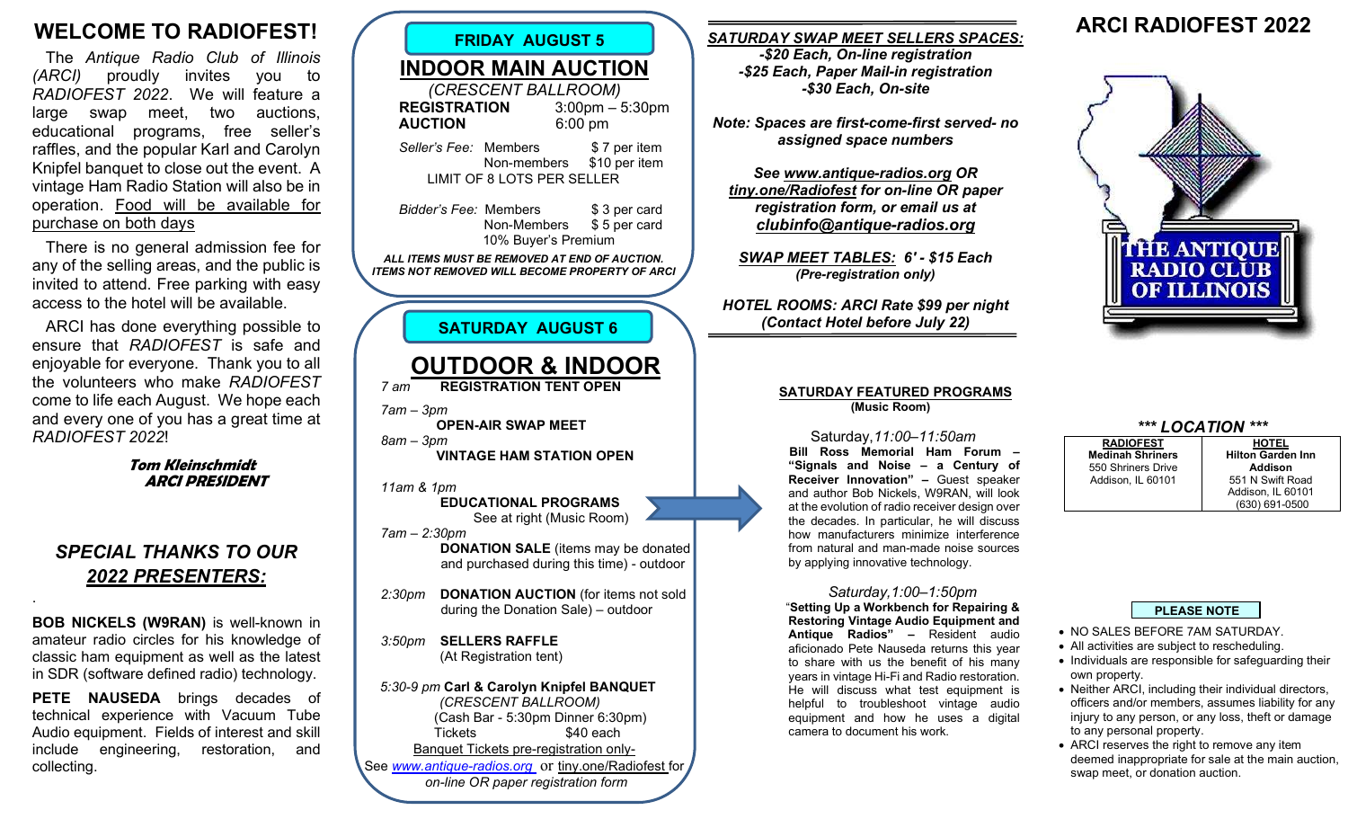# WELCOME TO RADIOFEST!

The *Antique Radio Club of Illinois (ARCI)* proudly invites you to *RADIOFEST 2022*. We will feature a large swap meet, two auctions, educational programs, free seller's raffles, and the popular Karl and Carolyn Knipfel banquet to close out the event. A vintage Ham Radio Station will also be in operation. Food will be available for purchase on both days

There is no general admission fee for any of the selling areas, and the public is invited to attend. Free parking with easy access to the hotel will be available.

ARCI has done everything possible to ensure that *RADIOFEST* is safe and enjoyable for everyone. Thank you to all the volunteers who make *RADIOFEST* come to life each August. We hope each and every one of you has a great time at *RADIOFEST 2022*!

**Tom Kleinschmidt**
**ARCI PRESIDENT**

## *SPECIAL THANKS TO OUR 2022 PRESENTERS:*

**BOB NICKELS (W9RAN)** is well-known in amateur radio circles for his knowledge of classic ham equipment as well as the latest in SDR (software defined radio) technology.

**PETE NAUSEDA** brings decades of technical experience with Vacuum Tube Audio equipment. Fields of interest and skill include engineering, restoration, and collecting.

## FRIDAY AUGUST 5

## INDOOR MAIN AUCTION

*(CRESCENT BALLROOM)*

**REGISTRATION** 3:00pm – 5:30pm
**AUCTION** 6:00 pm

*Seller's Fee:* Members $ 7 per item
Non-members $10 per item
LIMIT OF 8 LOTS PER SELLER

*Bidder's Fee:* Members $ 3 per card
Non-Members $ 5 per card
10% Buyer's Premium

***ALL ITEMS MUST BE REMOVED AT END OF AUCTION. ITEMS NOT REMOVED WILL BECOME PROPERTY OF ARCI***

## SATURDAY AUGUST 6

## OUTDOOR & INDOOR

*7 am* **REGISTRATION TENT OPEN**

*7am – 3pm* **OPEN-AIR SWAP MEET**

*8am – 3pm* **VINTAGE HAM STATION OPEN**

*11am & 1pm* **EDUCATIONAL PROGRAMS**
See at right (Music Room)

*7am – 2:30pm* **DONATION SALE** (items may be donated and purchased during this time) - outdoor

*2:30pm* **DONATION AUCTION** (for items not sold during the Donation Sale) – outdoor

*3:50pm* **SELLERS RAFFLE**
(At Registration tent)

*5:30-9 pm* **Carl & Carolyn Knipfel BANQUET**
*(CRESCENT BALLROOM)*
(Cash Bar - 5:30pm Dinner 6:30pm)
Tickets $40 each
Banquet Tickets pre-registration only-
See *www.antique-radios.org* or tiny.one/Radiofest for *on-line OR paper registration form*

***SATURDAY SWAP MEET SELLERS SPACES:***
***-$20 Each, On-line registration***
***-$25 Each, Paper Mail-in registration***
***-$30 Each, On-site***

***Note: Spaces are first-come-first served- no assigned space numbers***

***See www.antique-radios.org OR tiny.one/Radiofest for on-line OR paper registration form, or email us at clubinfo@antique-radios.org***

***SWAP MEET TABLES: 6' - $15 Each***
***(Pre-registration only)***

***HOTEL ROOMS: ARCI Rate $99 per night (Contact Hotel before July 22)***

### SATURDAY FEATURED PROGRAMS
**(Music Room)**

Saturday, *11:00–11:50am*
**Bill Ross Memorial Ham Forum – "Signals and Noise – a Century of Receiver Innovation" –** Guest speaker and author Bob Nickels, W9RAN, will look at the evolution of radio receiver design over the decades. In particular, he will discuss how manufacturers minimize interference from natural and man-made noise sources by applying innovative technology.

*Saturday, 1:00–1:50pm*
**"Setting Up a Workbench for Repairing & Restoring Vintage Audio Equipment and Antique Radios" –** Resident audio aficionado Pete Nauseda returns this year to share with us the benefit of his many years in vintage Hi-Fi and Radio restoration. He will discuss what test equipment is helpful to troubleshoot vintage audio equipment and how he uses a digital camera to document his work.

# ARCI RADIOFEST 2022

THE ANTIQUE RADIO CLUB OF ILLINOIS

### *** LOCATION ***

| RADIOFEST | HOTEL |
|---|---|
| **Medinah Shriners** | **Hilton Garden Inn Addison** |
| 550 Shriners Drive | 551 N Swift Road |
| Addison, IL 60101 | Addison, IL 60101 |
| | (630) 691-0500 |

**PLEASE NOTE**

- NO SALES BEFORE 7AM SATURDAY.
- All activities are subject to rescheduling.
- Individuals are responsible for safeguarding their own property.
- Neither ARCI, including their individual directors, officers and/or members, assumes liability for any injury to any person, or any loss, theft or damage to any personal property.
- ARCI reserves the right to remove any item deemed inappropriate for sale at the main auction, swap meet, or donation auction.